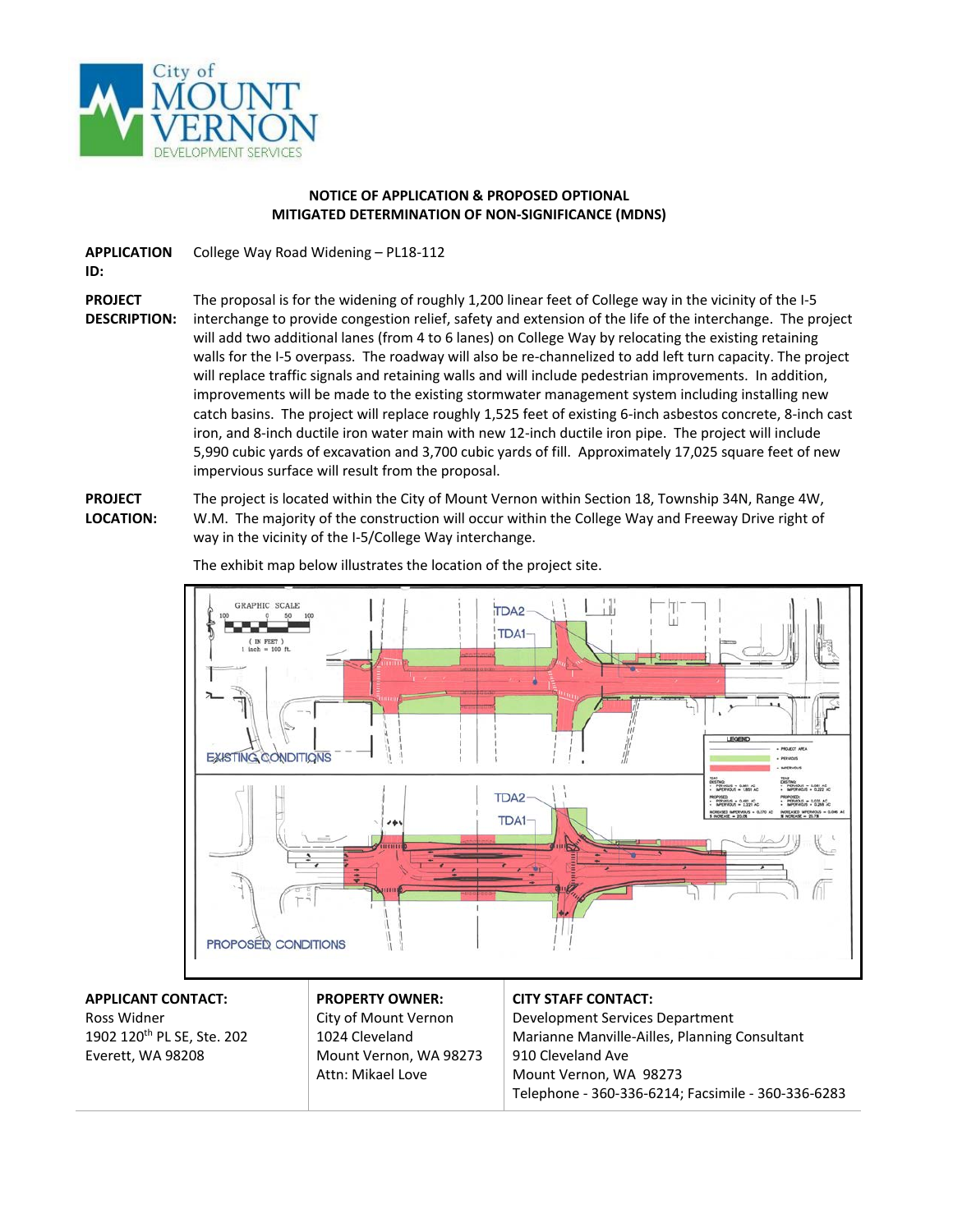City of MOUNT VERNON DEVELOPMENT SERVICES

# NOTICE OF APPLICATION & PROPOSED OPTIONAL MITIGATED DETERMINATION OF NON-SIGNIFICANCE (MDNS)

**APPLICATION ID:** College Way Road Widening – PL18-112

**PROJECT DESCRIPTION:** The proposal is for the widening of roughly 1,200 linear feet of College way in the vicinity of the I-5 interchange to provide congestion relief, safety and extension of the life of the interchange. The project will add two additional lanes (from 4 to 6 lanes) on College Way by relocating the existing retaining walls for the I-5 overpass. The roadway will also be re-channelized to add left turn capacity. The project will replace traffic signals and retaining walls and will include pedestrian improvements. In addition, improvements will be made to the existing stormwater management system including installing new catch basins. The project will replace roughly 1,525 feet of existing 6-inch asbestos concrete, 8-inch cast iron, and 8-inch ductile iron water main with new 12-inch ductile iron pipe. The project will include 5,990 cubic yards of excavation and 3,700 cubic yards of fill. Approximately 17,025 square feet of new impervious surface will result from the proposal.

**PROJECT LOCATION:** The project is located within the City of Mount Vernon within Section 18, Township 34N, Range 4W, W.M. The majority of the construction will occur within the College Way and Freeway Drive right of way in the vicinity of the I-5/College Way interchange.

The exhibit map below illustrates the location of the project site.

| **APPLICANT CONTACT:** | **PROPERTY OWNER:** | **CITY STAFF CONTACT:** |
|---|---|---|
| Ross Widner | City of Mount Vernon | Development Services Department |
| 1902 120th PL SE, Ste. 202 | 1024 Cleveland | Marianne Manville-Ailles, Planning Consultant |
| Everett, WA 98208 | Mount Vernon, WA 98273 | 910 Cleveland Ave |
| | Attn: Mikael Love | Mount Vernon, WA 98273 |
| | | Telephone - 360-336-6214; Facsimile - 360-336-6283 |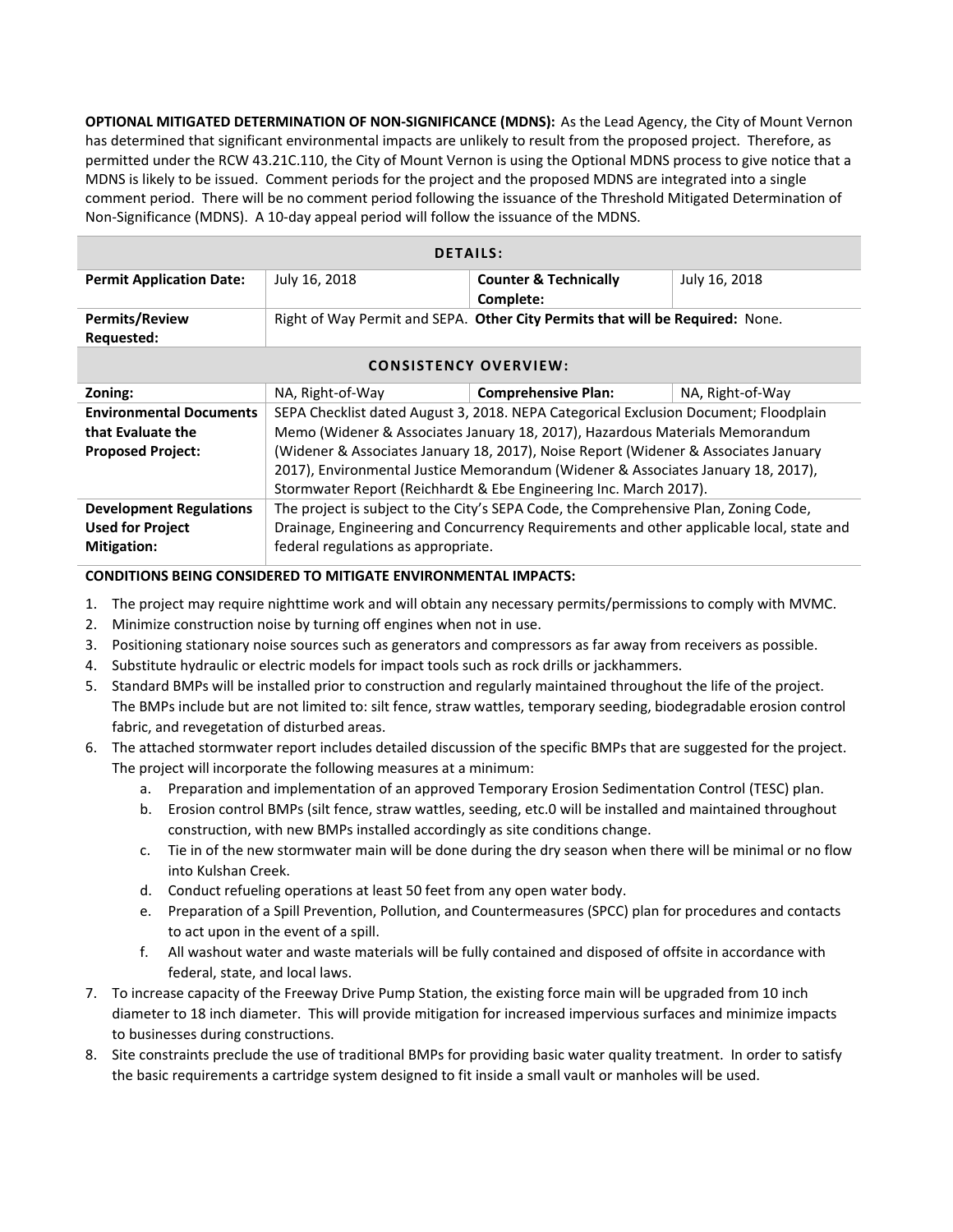**OPTIONAL MITIGATED DETERMINATION OF NON-SIGNIFICANCE (MDNS):** As the Lead Agency, the City of Mount Vernon has determined that significant environmental impacts are unlikely to result from the proposed project. Therefore, as permitted under the RCW 43.21C.110, the City of Mount Vernon is using the Optional MDNS process to give notice that a MDNS is likely to be issued. Comment periods for the project and the proposed MDNS are integrated into a single comment period. There will be no comment period following the issuance of the Threshold Mitigated Determination of Non-Significance (MDNS). A 10-day appeal period will follow the issuance of the MDNS.

| **DETAILS:** | | | |
|---|---|---|---|
| **Permit Application Date:** | July 16, 2018 | **Counter & Technically Complete:** | July 16, 2018 |
| **Permits/Review Requested:** | Right of Way Permit and SEPA. **Other City Permits that will be Required:** None. | | |
| **CONSISTENCY OVERVIEW:** | | | |
| **Zoning:** | NA, Right-of-Way | **Comprehensive Plan:** | NA, Right-of-Way |
| **Environmental Documents that Evaluate the Proposed Project:** | SEPA Checklist dated August 3, 2018. NEPA Categorical Exclusion Document; Floodplain Memo (Widener & Associates January 18, 2017), Hazardous Materials Memorandum (Widener & Associates January 18, 2017), Noise Report (Widener & Associates January 2017), Environmental Justice Memorandum (Widener & Associates January 18, 2017), Stormwater Report (Reichhardt & Ebe Engineering Inc. March 2017). | | |
| **Development Regulations Used for Project Mitigation:** | The project is subject to the City's SEPA Code, the Comprehensive Plan, Zoning Code, Drainage, Engineering and Concurrency Requirements and other applicable local, state and federal regulations as appropriate. | | |

**CONDITIONS BEING CONSIDERED TO MITIGATE ENVIRONMENTAL IMPACTS:**

1. The project may require nighttime work and will obtain any necessary permits/permissions to comply with MVMC.
2. Minimize construction noise by turning off engines when not in use.
3. Positioning stationary noise sources such as generators and compressors as far away from receivers as possible.
4. Substitute hydraulic or electric models for impact tools such as rock drills or jackhammers.
5. Standard BMPs will be installed prior to construction and regularly maintained throughout the life of the project. The BMPs include but are not limited to: silt fence, straw wattles, temporary seeding, biodegradable erosion control fabric, and revegetation of disturbed areas.
6. The attached stormwater report includes detailed discussion of the specific BMPs that are suggested for the project. The project will incorporate the following measures at a minimum:
   a. Preparation and implementation of an approved Temporary Erosion Sedimentation Control (TESC) plan.
   b. Erosion control BMPs (silt fence, straw wattles, seeding, etc.0 will be installed and maintained throughout construction, with new BMPs installed accordingly as site conditions change.
   c. Tie in of the new stormwater main will be done during the dry season when there will be minimal or no flow into Kulshan Creek.
   d. Conduct refueling operations at least 50 feet from any open water body.
   e. Preparation of a Spill Prevention, Pollution, and Countermeasures (SPCC) plan for procedures and contacts to act upon in the event of a spill.
   f. All washout water and waste materials will be fully contained and disposed of offsite in accordance with federal, state, and local laws.
7. To increase capacity of the Freeway Drive Pump Station, the existing force main will be upgraded from 10 inch diameter to 18 inch diameter. This will provide mitigation for increased impervious surfaces and minimize impacts to businesses during constructions.
8. Site constraints preclude the use of traditional BMPs for providing basic water quality treatment. In order to satisfy the basic requirements a cartridge system designed to fit inside a small vault or manholes will be used.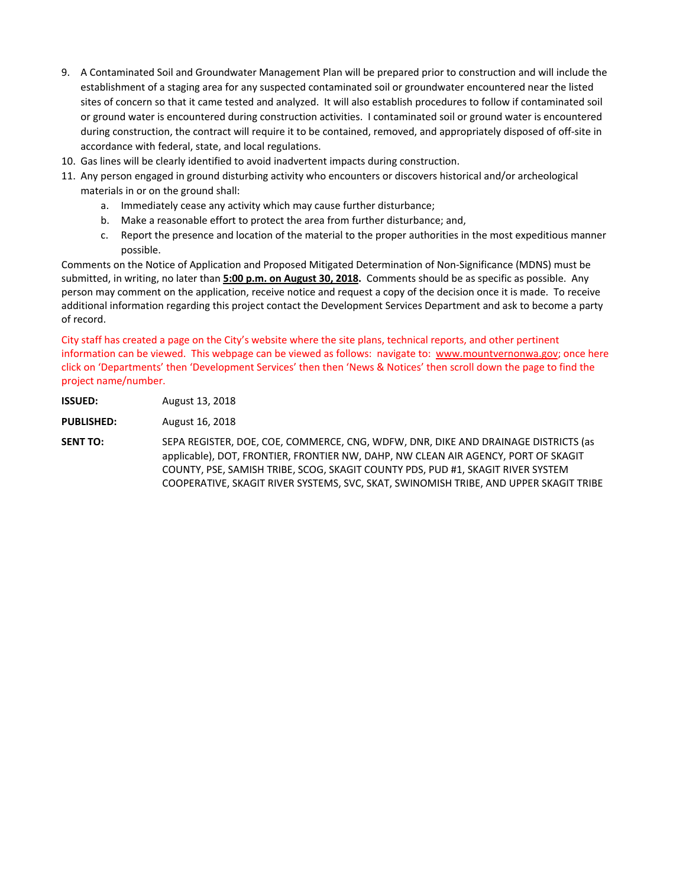9. A Contaminated Soil and Groundwater Management Plan will be prepared prior to construction and will include the establishment of a staging area for any suspected contaminated soil or groundwater encountered near the listed sites of concern so that it came tested and analyzed. It will also establish procedures to follow if contaminated soil or ground water is encountered during construction activities. I contaminated soil or ground water is encountered during construction, the contract will require it to be contained, removed, and appropriately disposed of off-site in accordance with federal, state, and local regulations.
10. Gas lines will be clearly identified to avoid inadvertent impacts during construction.
11. Any person engaged in ground disturbing activity who encounters or discovers historical and/or archeological materials in or on the ground shall:
    a. Immediately cease any activity which may cause further disturbance;
    b. Make a reasonable effort to protect the area from further disturbance; and,
    c. Report the presence and location of the material to the proper authorities in the most expeditious manner possible.

Comments on the Notice of Application and Proposed Mitigated Determination of Non-Significance (MDNS) must be submitted, in writing, no later than **5:00 p.m. on August 30, 2018.** Comments should be as specific as possible. Any person may comment on the application, receive notice and request a copy of the decision once it is made. To receive additional information regarding this project contact the Development Services Department and ask to become a party of record.

City staff has created a page on the City's website where the site plans, technical reports, and other pertinent information can be viewed. This webpage can be viewed as follows: navigate to: www.mountvernonwa.gov; once here click on 'Departments' then 'Development Services' then then 'News & Notices' then scroll down the page to find the project name/number.

**ISSUED:** August 13, 2018

**PUBLISHED:** August 16, 2018

**SENT TO:** SEPA REGISTER, DOE, COE, COMMERCE, CNG, WDFW, DNR, DIKE AND DRAINAGE DISTRICTS (as applicable), DOT, FRONTIER, FRONTIER NW, DAHP, NW CLEAN AIR AGENCY, PORT OF SKAGIT COUNTY, PSE, SAMISH TRIBE, SCOG, SKAGIT COUNTY PDS, PUD #1, SKAGIT RIVER SYSTEM COOPERATIVE, SKAGIT RIVER SYSTEMS, SVC, SKAT, SWINOMISH TRIBE, AND UPPER SKAGIT TRIBE